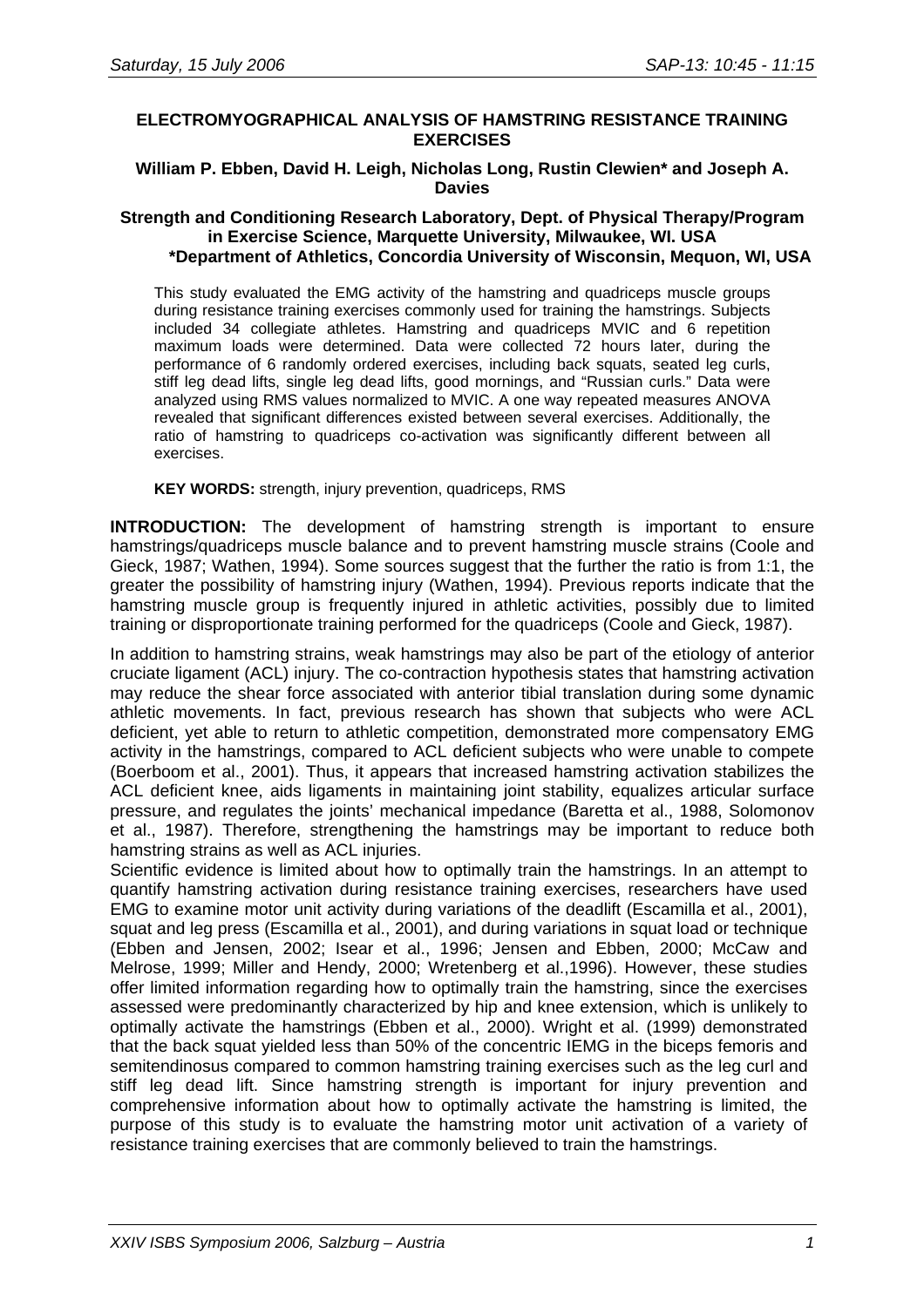# ELECTROMYOGRAPHICAL ANALYSIS OF HAMSTRING RESISTANCE TRAINING EXERCISES

**William P. Ebben, David H. Leigh, Nicholas Long, Rustin Clewien* and Joseph A. Davies**

**Strength and Conditioning Research Laboratory, Dept. of Physical Therapy/Program in Exercise Science, Marquette University, Milwaukee, WI. USA**
**\*Department of Athletics, Concordia University of Wisconsin, Mequon, WI, USA**

This study evaluated the EMG activity of the hamstring and quadriceps muscle groups during resistance training exercises commonly used for training the hamstrings. Subjects included 34 collegiate athletes. Hamstring and quadriceps MVIC and 6 repetition maximum loads were determined. Data were collected 72 hours later, during the performance of 6 randomly ordered exercises, including back squats, seated leg curls, stiff leg dead lifts, single leg dead lifts, good mornings, and "Russian curls." Data were analyzed using RMS values normalized to MVIC. A one way repeated measures ANOVA revealed that significant differences existed between several exercises. Additionally, the ratio of hamstring to quadriceps co-activation was significantly different between all exercises.

**KEY WORDS:** strength, injury prevention, quadriceps, RMS

**INTRODUCTION:** The development of hamstring strength is important to ensure hamstrings/quadriceps muscle balance and to prevent hamstring muscle strains (Coole and Gieck, 1987; Wathen, 1994). Some sources suggest that the further the ratio is from 1:1, the greater the possibility of hamstring injury (Wathen, 1994). Previous reports indicate that the hamstring muscle group is frequently injured in athletic activities, possibly due to limited training or disproportionate training performed for the quadriceps (Coole and Gieck, 1987).

In addition to hamstring strains, weak hamstrings may also be part of the etiology of anterior cruciate ligament (ACL) injury. The co-contraction hypothesis states that hamstring activation may reduce the shear force associated with anterior tibial translation during some dynamic athletic movements. In fact, previous research has shown that subjects who were ACL deficient, yet able to return to athletic competition, demonstrated more compensatory EMG activity in the hamstrings, compared to ACL deficient subjects who were unable to compete (Boerboom et al., 2001). Thus, it appears that increased hamstring activation stabilizes the ACL deficient knee, aids ligaments in maintaining joint stability, equalizes articular surface pressure, and regulates the joints' mechanical impedance (Baretta et al., 1988, Solomonov et al., 1987). Therefore, strengthening the hamstrings may be important to reduce both hamstring strains as well as ACL injuries.

Scientific evidence is limited about how to optimally train the hamstrings. In an attempt to quantify hamstring activation during resistance training exercises, researchers have used EMG to examine motor unit activity during variations of the deadlift (Escamilla et al., 2001), squat and leg press (Escamilla et al., 2001), and during variations in squat load or technique (Ebben and Jensen, 2002; Isear et al., 1996; Jensen and Ebben, 2000; McCaw and Melrose, 1999; Miller and Hendy, 2000; Wretenberg et al.,1996). However, these studies offer limited information regarding how to optimally train the hamstring, since the exercises assessed were predominantly characterized by hip and knee extension, which is unlikely to optimally activate the hamstrings (Ebben et al., 2000). Wright et al. (1999) demonstrated that the back squat yielded less than 50% of the concentric IEMG in the biceps femoris and semitendinosus compared to common hamstring training exercises such as the leg curl and stiff leg dead lift. Since hamstring strength is important for injury prevention and comprehensive information about how to optimally activate the hamstring is limited, the purpose of this study is to evaluate the hamstring motor unit activation of a variety of resistance training exercises that are commonly believed to train the hamstrings.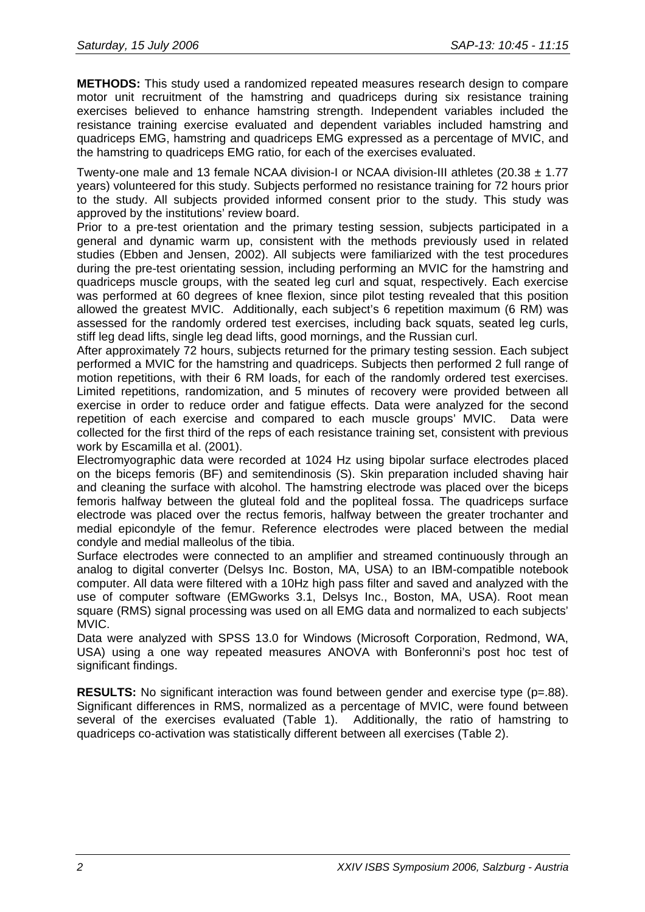**METHODS:** This study used a randomized repeated measures research design to compare motor unit recruitment of the hamstring and quadriceps during six resistance training exercises believed to enhance hamstring strength. Independent variables included the resistance training exercise evaluated and dependent variables included hamstring and quadriceps EMG, hamstring and quadriceps EMG expressed as a percentage of MVIC, and the hamstring to quadriceps EMG ratio, for each of the exercises evaluated.

Twenty-one male and 13 female NCAA division-I or NCAA division-III athletes (20.38 ± 1.77 years) volunteered for this study. Subjects performed no resistance training for 72 hours prior to the study. All subjects provided informed consent prior to the study. This study was approved by the institutions' review board.

Prior to a pre-test orientation and the primary testing session, subjects participated in a general and dynamic warm up, consistent with the methods previously used in related studies (Ebben and Jensen, 2002). All subjects were familiarized with the test procedures during the pre-test orientating session, including performing an MVIC for the hamstring and quadriceps muscle groups, with the seated leg curl and squat, respectively. Each exercise was performed at 60 degrees of knee flexion, since pilot testing revealed that this position allowed the greatest MVIC. Additionally, each subject's 6 repetition maximum (6 RM) was assessed for the randomly ordered test exercises, including back squats, seated leg curls, stiff leg dead lifts, single leg dead lifts, good mornings, and the Russian curl.

After approximately 72 hours, subjects returned for the primary testing session. Each subject performed a MVIC for the hamstring and quadriceps. Subjects then performed 2 full range of motion repetitions, with their 6 RM loads, for each of the randomly ordered test exercises. Limited repetitions, randomization, and 5 minutes of recovery were provided between all exercise in order to reduce order and fatigue effects. Data were analyzed for the second repetition of each exercise and compared to each muscle groups' MVIC. Data were collected for the first third of the reps of each resistance training set, consistent with previous work by Escamilla et al. (2001).

Electromyographic data were recorded at 1024 Hz using bipolar surface electrodes placed on the biceps femoris (BF) and semitendinosis (S). Skin preparation included shaving hair and cleaning the surface with alcohol. The hamstring electrode was placed over the biceps femoris halfway between the gluteal fold and the popliteal fossa. The quadriceps surface electrode was placed over the rectus femoris, halfway between the greater trochanter and medial epicondyle of the femur. Reference electrodes were placed between the medial condyle and medial malleolus of the tibia.

Surface electrodes were connected to an amplifier and streamed continuously through an analog to digital converter (Delsys Inc. Boston, MA, USA) to an IBM-compatible notebook computer. All data were filtered with a 10Hz high pass filter and saved and analyzed with the use of computer software (EMGworks 3.1, Delsys Inc., Boston, MA, USA). Root mean square (RMS) signal processing was used on all EMG data and normalized to each subjects' MVIC.

Data were analyzed with SPSS 13.0 for Windows (Microsoft Corporation, Redmond, WA, USA) using a one way repeated measures ANOVA with Bonferonni's post hoc test of significant findings.

**RESULTS:** No significant interaction was found between gender and exercise type ($p=.88$). Significant differences in RMS, normalized as a percentage of MVIC, were found between several of the exercises evaluated (Table 1). Additionally, the ratio of hamstring to quadriceps co-activation was statistically different between all exercises (Table 2).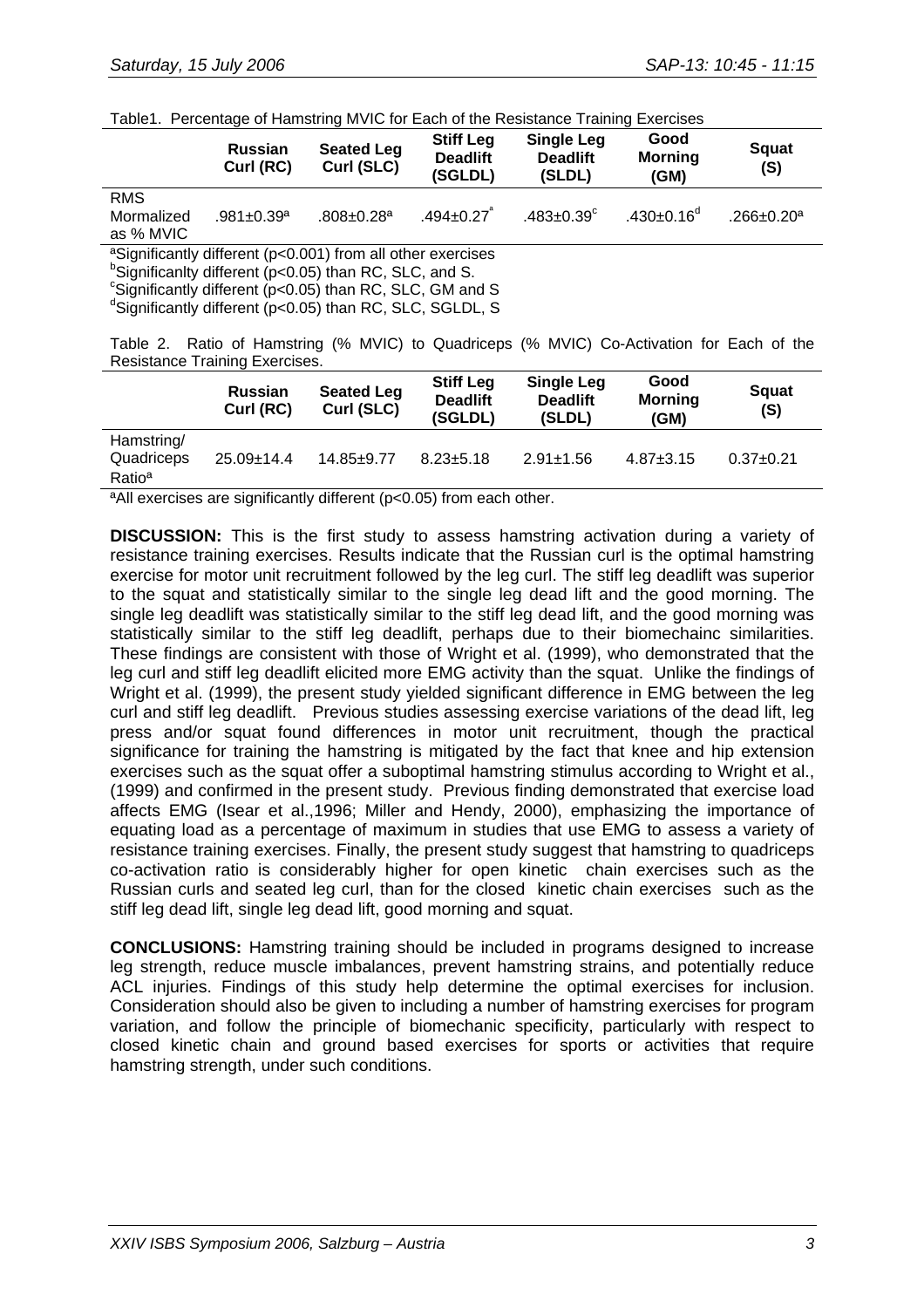Table1. Percentage of Hamstring MVIC for Each of the Resistance Training Exercises

| | Russian Curl (RC) | Seated Leg Curl (SLC) | Stiff Leg Deadlift (SGLDL) | Single Leg Deadlift (SLDL) | Good Morning (GM) | Squat (S) |
|---|---|---|---|---|---|---|
| RMS Mormalized as % MVIC | .981±0.39[a] | .808±0.28[a] | .494±0.27[a] | .483±0.39[c] | .430±0.16[d] | .266±0.20[a] |

[a]Significantly different ($p<0.001$) from all other exercises
[b]Significanlty different ($p<0.05$) than RC, SLC, and S.
[c]Significantly different ($p<0.05$) than RC, SLC, GM and S
[d]Significantly different ($p<0.05$) than RC, SLC, SGLDL, S

Table 2. Ratio of Hamstring (% MVIC) to Quadriceps (% MVIC) Co-Activation for Each of the Resistance Training Exercises.

| | Russian Curl (RC) | Seated Leg Curl (SLC) | Stiff Leg Deadlift (SGLDL) | Single Leg Deadlift (SLDL) | Good Morning (GM) | Squat (S) |
|---|---|---|---|---|---|---|
| Hamstring/ Quadriceps Ratio[a] | 25.09±14.4 | 14.85±9.77 | 8.23±5.18 | 2.91±1.56 | 4.87±3.15 | 0.37±0.21 |

[a]All exercises are significantly different ($p<0.05$) from each other.

**DISCUSSION:** This is the first study to assess hamstring activation during a variety of resistance training exercises. Results indicate that the Russian curl is the optimal hamstring exercise for motor unit recruitment followed by the leg curl. The stiff leg deadlift was superior to the squat and statistically similar to the single leg dead lift and the good morning. The single leg deadlift was statistically similar to the stiff leg dead lift, and the good morning was statistically similar to the stiff leg deadlift, perhaps due to their biomechainc similarities. These findings are consistent with those of Wright et al. (1999), who demonstrated that the leg curl and stiff leg deadlift elicited more EMG activity than the squat. Unlike the findings of Wright et al. (1999), the present study yielded significant difference in EMG between the leg curl and stiff leg deadlift. Previous studies assessing exercise variations of the dead lift, leg press and/or squat found differences in motor unit recruitment, though the practical significance for training the hamstring is mitigated by the fact that knee and hip extension exercises such as the squat offer a suboptimal hamstring stimulus according to Wright et al., (1999) and confirmed in the present study. Previous finding demonstrated that exercise load affects EMG (Isear et al.,1996; Miller and Hendy, 2000), emphasizing the importance of equating load as a percentage of maximum in studies that use EMG to assess a variety of resistance training exercises. Finally, the present study suggest that hamstring to quadriceps co-activation ratio is considerably higher for open kinetic chain exercises such as the Russian curls and seated leg curl, than for the closed kinetic chain exercises such as the stiff leg dead lift, single leg dead lift, good morning and squat.

**CONCLUSIONS:** Hamstring training should be included in programs designed to increase leg strength, reduce muscle imbalances, prevent hamstring strains, and potentially reduce ACL injuries. Findings of this study help determine the optimal exercises for inclusion. Consideration should also be given to including a number of hamstring exercises for program variation, and follow the principle of biomechanic specificity, particularly with respect to closed kinetic chain and ground based exercises for sports or activities that require hamstring strength, under such conditions.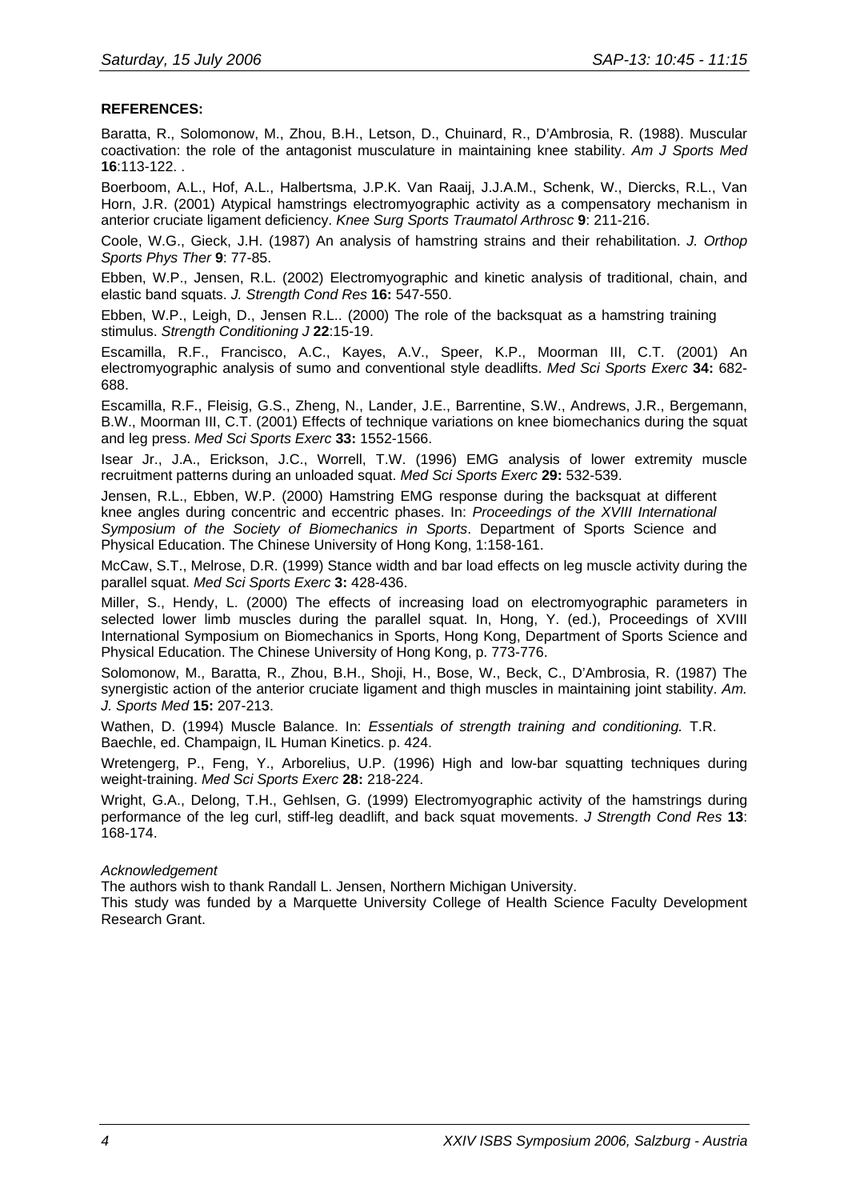**REFERENCES:**

Baratta, R., Solomonow, M., Zhou, B.H., Letson, D., Chuinard, R., D'Ambrosia, R. (1988). Muscular coactivation: the role of the antagonist musculature in maintaining knee stability. *Am J Sports Med* **16**:113-122. .

Boerboom, A.L., Hof, A.L., Halbertsma, J.P.K. Van Raaij, J.J.A.M., Schenk, W., Diercks, R.L., Van Horn, J.R. (2001) Atypical hamstrings electromyographic activity as a compensatory mechanism in anterior cruciate ligament deficiency. *Knee Surg Sports Traumatol Arthrosc* **9**: 211-216.

Coole, W.G., Gieck, J.H. (1987) An analysis of hamstring strains and their rehabilitation. *J. Orthop Sports Phys Ther* **9**: 77-85.

Ebben, W.P., Jensen, R.L. (2002) Electromyographic and kinetic analysis of traditional, chain, and elastic band squats. *J. Strength Cond Res* **16:** 547-550.

Ebben, W.P., Leigh, D., Jensen R.L.. (2000) The role of the backsquat as a hamstring training stimulus. *Strength Conditioning J* **22**:15-19.

Escamilla, R.F., Francisco, A.C., Kayes, A.V., Speer, K.P., Moorman III, C.T. (2001) An electromyographic analysis of sumo and conventional style deadlifts. *Med Sci Sports Exerc* **34:** 682-688.

Escamilla, R.F., Fleisig, G.S., Zheng, N., Lander, J.E., Barrentine, S.W., Andrews, J.R., Bergemann, B.W., Moorman III, C.T. (2001) Effects of technique variations on knee biomechanics during the squat and leg press. *Med Sci Sports Exerc* **33:** 1552-1566.

Isear Jr., J.A., Erickson, J.C., Worrell, T.W. (1996) EMG analysis of lower extremity muscle recruitment patterns during an unloaded squat. *Med Sci Sports Exerc* **29:** 532-539.

Jensen, R.L., Ebben, W.P. (2000) Hamstring EMG response during the backsquat at different knee angles during concentric and eccentric phases. In: *Proceedings of the XVIII International Symposium of the Society of Biomechanics in Sports*. Department of Sports Science and Physical Education. The Chinese University of Hong Kong, 1:158-161.

McCaw, S.T., Melrose, D.R. (1999) Stance width and bar load effects on leg muscle activity during the parallel squat. *Med Sci Sports Exerc* **3:** 428-436.

Miller, S., Hendy, L. (2000) The effects of increasing load on electromyographic parameters in selected lower limb muscles during the parallel squat. In, Hong, Y. (ed.), Proceedings of XVIII International Symposium on Biomechanics in Sports, Hong Kong, Department of Sports Science and Physical Education. The Chinese University of Hong Kong, p. 773-776.

Solomonow, M., Baratta, R., Zhou, B.H., Shoji, H., Bose, W., Beck, C., D'Ambrosia, R. (1987) The synergistic action of the anterior cruciate ligament and thigh muscles in maintaining joint stability. *Am. J. Sports Med* **15:** 207-213.

Wathen, D. (1994) Muscle Balance. In: *Essentials of strength training and conditioning.* T.R. Baechle, ed. Champaign, IL Human Kinetics. p. 424.

Wretengerg, P., Feng, Y., Arborelius, U.P. (1996) High and low-bar squatting techniques during weight-training. *Med Sci Sports Exerc* **28:** 218-224.

Wright, G.A., Delong, T.H., Gehlsen, G. (1999) Electromyographic activity of the hamstrings during performance of the leg curl, stiff-leg deadlift, and back squat movements. *J Strength Cond Res* **13**: 168-174.

*Acknowledgement*

The authors wish to thank Randall L. Jensen, Northern Michigan University.

This study was funded by a Marquette University College of Health Science Faculty Development Research Grant.